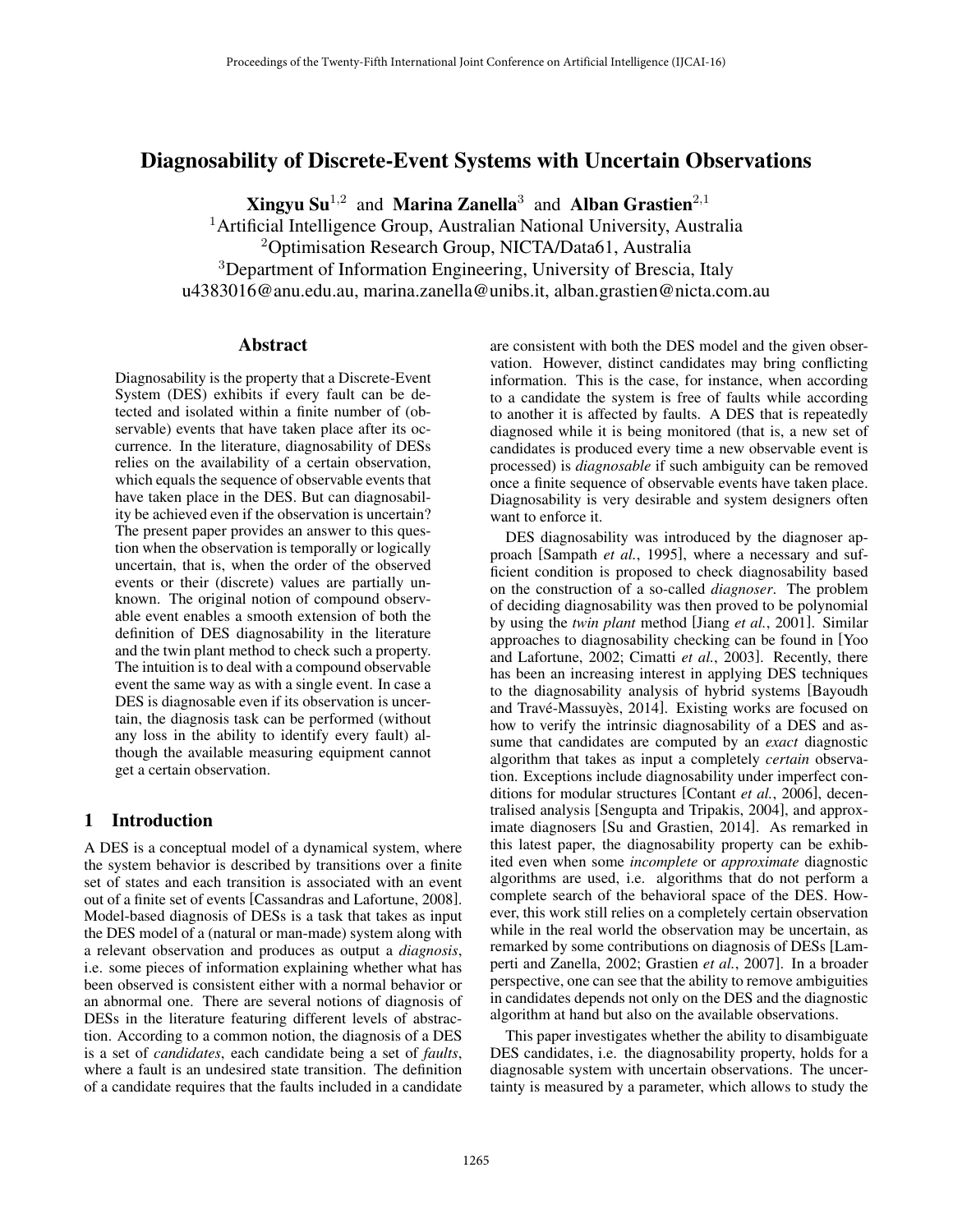# Diagnosability of Discrete-Event Systems with Uncertain Observations

**Xingyu Su**[1,2] and **Marina Zanella**[3] and **Alban Grastien**[2,1]

[1]Artificial Intelligence Group, Australian National University, Australia
[2]Optimisation Research Group, NICTA/Data61, Australia
[3]Department of Information Engineering, University of Brescia, Italy
u4383016@anu.edu.au, marina.zanella@unibs.it, alban.grastien@nicta.com.au

## Abstract

Diagnosability is the property that a Discrete-Event System (DES) exhibits if every fault can be detected and isolated within a finite number of (observable) events that have taken place after its occurrence. In the literature, diagnosability of DESs relies on the availability of a certain observation, which equals the sequence of observable events that have taken place in the DES. But can diagnosability be achieved even if the observation is uncertain? The present paper provides an answer to this question when the observation is temporally or logically uncertain, that is, when the order of the observed events or their (discrete) values are partially unknown. The original notion of compound observable event enables a smooth extension of both the definition of DES diagnosability in the literature and the twin plant method to check such a property. The intuition is to deal with a compound observable event the same way as with a single event. In case a DES is diagnosable even if its observation is uncertain, the diagnosis task can be performed (without any loss in the ability to identify every fault) although the available measuring equipment cannot get a certain observation.

## 1 Introduction

A DES is a conceptual model of a dynamical system, where the system behavior is described by transitions over a finite set of states and each transition is associated with an event out of a finite set of events [Cassandras and Lafortune, 2008]. Model-based diagnosis of DESs is a task that takes as input the DES model of a (natural or man-made) system along with a relevant observation and produces as output a *diagnosis*, i.e. some pieces of information explaining whether what has been observed is consistent either with a normal behavior or an abnormal one. There are several notions of diagnosis of DESs in the literature featuring different levels of abstraction. According to a common notion, the diagnosis of a DES is a set of *candidates*, each candidate being a set of *faults*, where a fault is an undesired state transition. The definition of a candidate requires that the faults included in a candidate are consistent with both the DES model and the given observation. However, distinct candidates may bring conflicting information. This is the case, for instance, when according to a candidate the system is free of faults while according to another it is affected by faults. A DES that is repeatedly diagnosed while it is being monitored (that is, a new set of candidates is produced every time a new observable event is processed) is *diagnosable* if such ambiguity can be removed once a finite sequence of observable events have taken place. Diagnosability is very desirable and system designers often want to enforce it.

DES diagnosability was introduced by the diagnoser approach [Sampath *et al.*, 1995], where a necessary and sufficient condition is proposed to check diagnosability based on the construction of a so-called *diagnoser*. The problem of deciding diagnosability was then proved to be polynomial by using the *twin plant* method [Jiang *et al.*, 2001]. Similar approaches to diagnosability checking can be found in [Yoo and Lafortune, 2002; Cimatti *et al.*, 2003]. Recently, there has been an increasing interest in applying DES techniques to the diagnosability analysis of hybrid systems [Bayoudh and Travé-Massuyès, 2014]. Existing works are focused on how to verify the intrinsic diagnosability of a DES and assume that candidates are computed by an *exact* diagnostic algorithm that takes as input a completely *certain* observation. Exceptions include diagnosability under imperfect conditions for modular structures [Contant *et al.*, 2006], decentralised analysis [Sengupta and Tripakis, 2004], and approximate diagnosers [Su and Grastien, 2014]. As remarked in this latest paper, the diagnosability property can be exhibited even when some *incomplete* or *approximate* diagnostic algorithms are used, i.e. algorithms that do not perform a complete search of the behavioral space of the DES. However, this work still relies on a completely certain observation while in the real world the observation may be uncertain, as remarked by some contributions on diagnosis of DESs [Lamperti and Zanella, 2002; Grastien *et al.*, 2007]. In a broader perspective, one can see that the ability to remove ambiguities in candidates depends not only on the DES and the diagnostic algorithm at hand but also on the available observations.

This paper investigates whether the ability to disambiguate DES candidates, i.e. the diagnosability property, holds for a diagnosable system with uncertain observations. The uncertainty is measured by a parameter, which allows to study the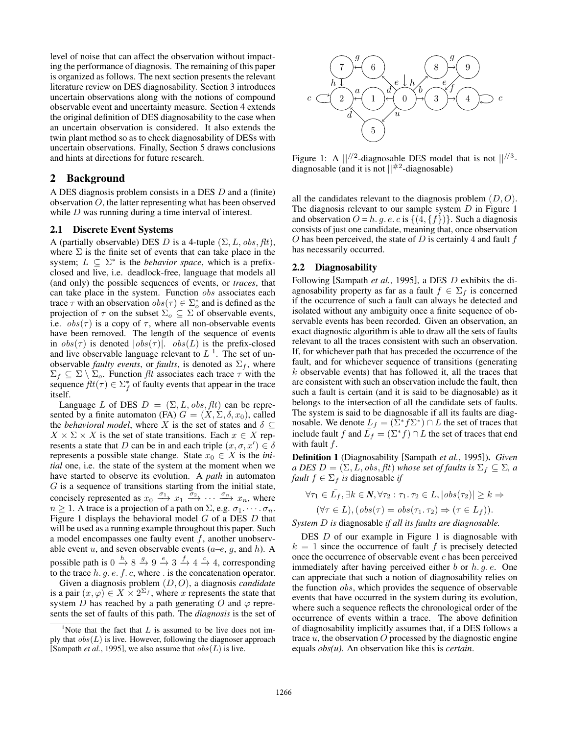level of noise that can affect the observation without impacting the performance of diagnosis. The remaining of this paper is organized as follows. The next section presents the relevant literature review on DES diagnosability. Section 3 introduces uncertain observations along with the notions of compound observable event and uncertainty measure. Section 4 extends the original definition of DES diagnosability to the case when an uncertain observation is considered. It also extends the twin plant method so as to check diagnosability of DESs with uncertain observations. Finally, Section 5 draws conclusions and hints at directions for future research.

## 2 Background

A DES diagnosis problem consists in a DES $D$ and a (finite) observation $O$, the latter representing what has been observed while $D$ was running during a time interval of interest.

### 2.1 Discrete Event Systems

A (partially observable) DES $D$ is a 4-tuple $(\Sigma, L, obs, flt)$, where $\Sigma$ is the finite set of events that can take place in the system; $L \subseteq \Sigma^*$ is the *behavior space*, which is a prefix-closed and live, i.e. deadlock-free, language that models all (and only) the possible sequences of events, or *traces*, that can take place in the system. Function $obs$ associates each trace $\tau$ with an observation $obs(\tau) \in \Sigma_o^*$ and is defined as the projection of $\tau$ on the subset $\Sigma_o \subseteq \Sigma$ of observable events, i.e. $obs(\tau)$ is a copy of $\tau$, where all non-observable events have been removed. The length of the sequence of events in $obs(\tau)$ is denoted $|obs(\tau)|$. $obs(L)$ is the prefix-closed and live observable language relevant to $L$ [1]. The set of unobservable *faulty events*, or *faults*, is denoted as $\Sigma_f$, where $\Sigma_f \subseteq \Sigma \setminus \Sigma_o$. Function $flt$ associates each trace $\tau$ with the sequence $flt(\tau) \in \Sigma_f^*$ of faulty events that appear in the trace itself.

Language $L$ of DES $D = (\Sigma, L, obs, flt)$ can be represented by a finite automaton (FA) $G = (X, \Sigma, \delta, x_0)$, called the *behavioral model*, where $X$ is the set of states and $\delta \subseteq X \times \Sigma \times X$ is the set of state transitions. Each $x \in X$ represents a state that $D$ can be in and each triple $(x, \sigma, x') \in \delta$ represents a possible state change. State $x_0 \in X$ is the *initial* one, i.e. the state of the system at the moment when we have started to observe its evolution. A *path* in automaton $G$ is a sequence of transitions starting from the initial state, concisely represented as $x_0 \xrightarrow{\sigma_1} x_1 \xrightarrow{\sigma_2} \cdots \xrightarrow{\sigma_n} x_n$, where $n \geq 1$. A trace is a projection of a path on $\Sigma$, e.g. $\sigma_1. \cdots . \sigma_n$. Figure 1 displays the behavioral model $G$ of a DES $D$ that will be used as a running example throughout this paper. Such a model encompasses one faulty event $f$, another unobservable event $u$, and seven observable events ($a$–$e$, $g$, and $h$). A possible path is $0 \xrightarrow{h} 8 \xrightarrow{g} 9 \xrightarrow{e} 3 \xrightarrow{f} 4 \xrightarrow{c} 4$, corresponding to the trace $h. g. e. f. c$, where $.$ is the concatenation operator.

Given a diagnosis problem $(D, O)$, a diagnosis *candidate* is a pair $(x, \varphi) \in X \times 2^{\Sigma_f}$, where $x$ represents the state that system $D$ has reached by a path generating $O$ and $\varphi$ represents the set of faults of this path. The *diagnosis* is the set of all the candidates relevant to the diagnosis problem $(D, O)$. The diagnosis relevant to our sample system $D$ in Figure 1 and observation $O = h. g. e. c$ is $\{(4, \{f\})\}$. Such a diagnosis consists of just one candidate, meaning that, once observation $O$ has been perceived, the state of $D$ is certainly 4 and fault $f$ has necessarily occurred.

Figure 1: A $||^{//2}$-diagnosable DES model that is not $||^{//3}$-diagnosable (and it is not $||^{\#2}$-diagnosable)

### 2.2 Diagnosability

Following [Sampath *et al.*, 1995], a DES $D$ exhibits the diagnosability property as far as a fault $f \in \Sigma_f$ is concerned if the occurrence of such a fault can always be detected and isolated without any ambiguity once a finite sequence of observable events has been recorded. Given an observation, an exact diagnostic algorithm is able to draw all the sets of faults relevant to all the traces consistent with such an observation. If, for whichever path that has preceded the occurrence of the fault, and for whichever sequence of transitions (generating $k$ observable events) that has followed it, all the traces that are consistent with such an observation include the fault, then such a fault is certain (and it is said to be diagnosable) as it belongs to the intersection of all the candidate sets of faults. The system is said to be diagnosable if all its faults are diagnosable. We denote $L_f = (\Sigma^* f \Sigma^*) \cap L$ the set of traces that include fault $f$ and $\bar{L}_f = (\Sigma^* f) \cap L$ the set of traces that end with fault $f$.

**Definition 1** (Diagnosability [Sampath *et al.*, 1995]). *Given a DES $D = (\Sigma, L, obs, flt)$ whose set of faults is $\Sigma_f \subseteq \Sigma$, a fault $f \in \Sigma_f$ is* diagnosable *if*

$$\forall \tau_1 \in \bar{L}_f, \exists k \in \boldsymbol{N}, \forall \tau_2 : \tau_1 . \tau_2 \in L, |obs(\tau_2)| \geq k \Rightarrow$$
$$(\forall \tau \in L), (obs(\tau) = obs(\tau_1 . \tau_2) \Rightarrow (\tau \in L_f)).$$

*System $D$ is* diagnosable *if all its faults are diagnosable.*

DES $D$ of our example in Figure 1 is diagnosable with $k = 1$ since the occurrence of fault $f$ is precisely detected once the occurrence of observable event $c$ has been perceived immediately after having perceived either $b$ or $h. g. e$. One can appreciate that such a notion of diagnosability relies on the function $obs$, which provides the sequence of observable events that have occurred in the system during its evolution, where such a sequence reflects the chronological order of the occurrence of events within a trace. The above definition of diagnosability implicitly assumes that, if a DES follows a trace $u$, the observation $O$ processed by the diagnostic engine equals *obs(u)*. An observation like this is *certain*.

[1] Note that the fact that $L$ is assumed to be live does not imply that $obs(L)$ is live. However, following the diagnoser approach [Sampath *et al.*, 1995], we also assume that $obs(L)$ is live.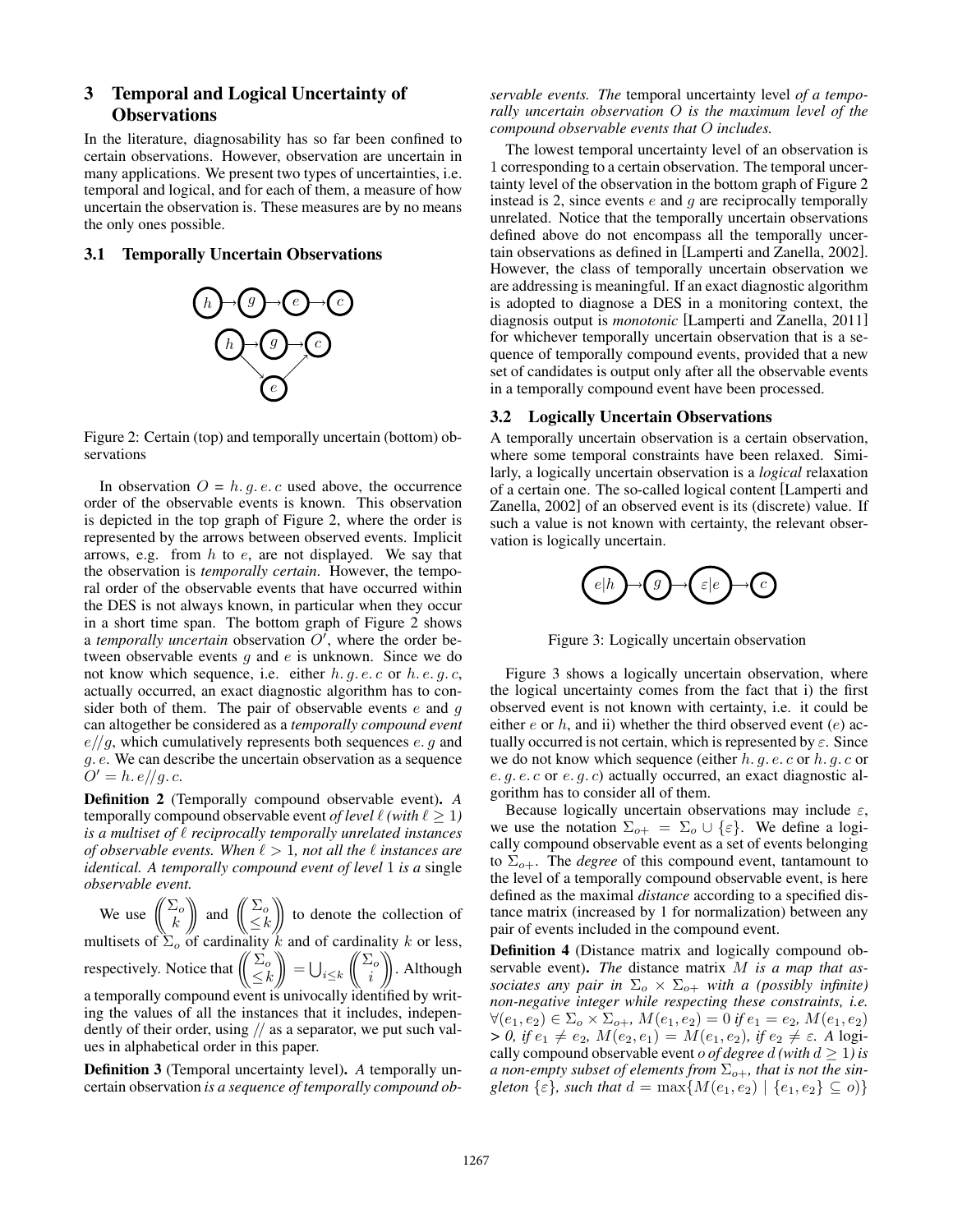## 3 Temporal and Logical Uncertainty of Observations

In the literature, diagnosability has so far been confined to certain observations. However, observation are uncertain in many applications. We present two types of uncertainties, i.e. temporal and logical, and for each of them, a measure of how uncertain the observation is. These measures are by no means the only ones possible.

### 3.1 Temporally Uncertain Observations

Figure 2: Certain (top) and temporally uncertain (bottom) observations

In observation $O = h.\, g.\, e.\, c$ used above, the occurrence order of the observable events is known. This observation is depicted in the top graph of Figure 2, where the order is represented by the arrows between observed events. Implicit arrows, e.g. from $h$ to $e$, are not displayed. We say that the observation is *temporally certain*. However, the temporal order of the observable events that have occurred within the DES is not always known, in particular when they occur in a short time span. The bottom graph of Figure 2 shows a *temporally uncertain* observation $O'$, where the order between observable events $g$ and $e$ is unknown. Since we do not know which sequence, i.e. either $h.\, g.\, e.\, c$ or $h.\, e.\, g.\, c$, actually occurred, an exact diagnostic algorithm has to consider both of them. The pair of observable events $e$ and $g$ can altogether be considered as a *temporally compound event* $e//g$, which cumulatively represents both sequences $e.\, g$ and $g.\, e$. We can describe the uncertain observation as a sequence $O' = h.\, e//g.\, c$.

**Definition 2** (Temporally compound observable event)**.** *A* temporally compound observable event *of level $\ell$ (with $\ell \geq 1$) is a multiset of $\ell$ reciprocally temporally unrelated instances of observable events. When $\ell > 1$, not all the $\ell$ instances are identical. A temporally compound event of level* 1 *is a* single *observable event.*

We use $\left(\!\!\binom{\Sigma_o}{k}\!\!\right)$ and $\left(\!\!\binom{\Sigma_o}{\leq k}\!\!\right)$ to denote the collection of multisets of $\Sigma_o$ of cardinality $k$ and of cardinality $k$ or less, respectively. Notice that $\left(\!\!\binom{\Sigma_o}{\leq k}\!\!\right) = \bigcup_{i \leq k} \left(\!\!\binom{\Sigma_o}{i}\!\!\right)$. Although a temporally compound event is univocally identified by writing the values of all the instances that it includes, independently of their order, using // as a separator, we put such values in alphabetical order in this paper.

**Definition 3** (Temporal uncertainty level)**.** *A temporally uncertain observation is a sequence of temporally compound observable events. The* temporal uncertainty level *of a temporally uncertain observation $O$ is the maximum level of the compound observable events that $O$ includes.*

The lowest temporal uncertainty level of an observation is 1 corresponding to a certain observation. The temporal uncertainty level of the observation in the bottom graph of Figure 2 instead is 2, since events $e$ and $g$ are reciprocally temporally unrelated. Notice that the temporally uncertain observations defined above do not encompass all the temporally uncertain observations as defined in [Lamperti and Zanella, 2002]. However, the class of temporally uncertain observation we are addressing is meaningful. If an exact diagnostic algorithm is adopted to diagnose a DES in a monitoring context, the diagnosis output is *monotonic* [Lamperti and Zanella, 2011] for whichever temporally uncertain observation that is a sequence of temporally compound events, provided that a new set of candidates is output only after all the observable events in a temporally compound event have been processed.

### 3.2 Logically Uncertain Observations

A temporally uncertain observation is a certain observation, where some temporal constraints have been relaxed. Similarly, a logically uncertain observation is a *logical* relaxation of a certain one. The so-called logical content [Lamperti and Zanella, 2002] of an observed event is its (discrete) value. If such a value is not known with certainty, the relevant observation is logically uncertain.

Figure 3: Logically uncertain observation

Figure 3 shows a logically uncertain observation, where the logical uncertainty comes from the fact that i) the first observed event is not known with certainty, i.e. it could be either $e$ or $h$, and ii) whether the third observed event ($e$) actually occurred is not certain, which is represented by $\varepsilon$. Since we do not know which sequence (either $h.\, g.\, e.\, c$ or $h.\, g.\, c$ or $e.\, g.\, e.\, c$ or $e.\, g.\, c$) actually occurred, an exact diagnostic algorithm has to consider all of them.

Because logically uncertain observations may include $\varepsilon$, we use the notation $\Sigma_{o+} = \Sigma_o \cup \{\varepsilon\}$. We define a logically compound observable event as a set of events belonging to $\Sigma_{o+}$. The *degree* of this compound event, tantamount to the level of a temporally compound observable event, is here defined as the maximal *distance* according to a specified distance matrix (increased by 1 for normalization) between any pair of events included in the compound event.

**Definition 4** (Distance matrix and logically compound observable event)**.** *The* distance matrix *$M$ is a map that associates any pair in $\Sigma_o \times \Sigma_{o+}$ with a (possibly infinite) non-negative integer while respecting these constraints, i.e. $\forall (e_1, e_2) \in \Sigma_o \times \Sigma_{o+}$, $M(e_1, e_2) = 0$ if $e_1 = e_2$, $M(e_1, e_2) > 0$, if $e_1 \neq e_2$, $M(e_2, e_1) = M(e_1, e_2)$, if $e_2 \neq \varepsilon$. A* logically compound observable event *$o$ of degree $d$ (with $d \geq 1$) is a non-empty subset of elements from $\Sigma_{o+}$, that is not the singleton $\{\varepsilon\}$, such that $d = \max\{M(e_1, e_2) \mid \{e_1, e_2\} \subseteq o\}$*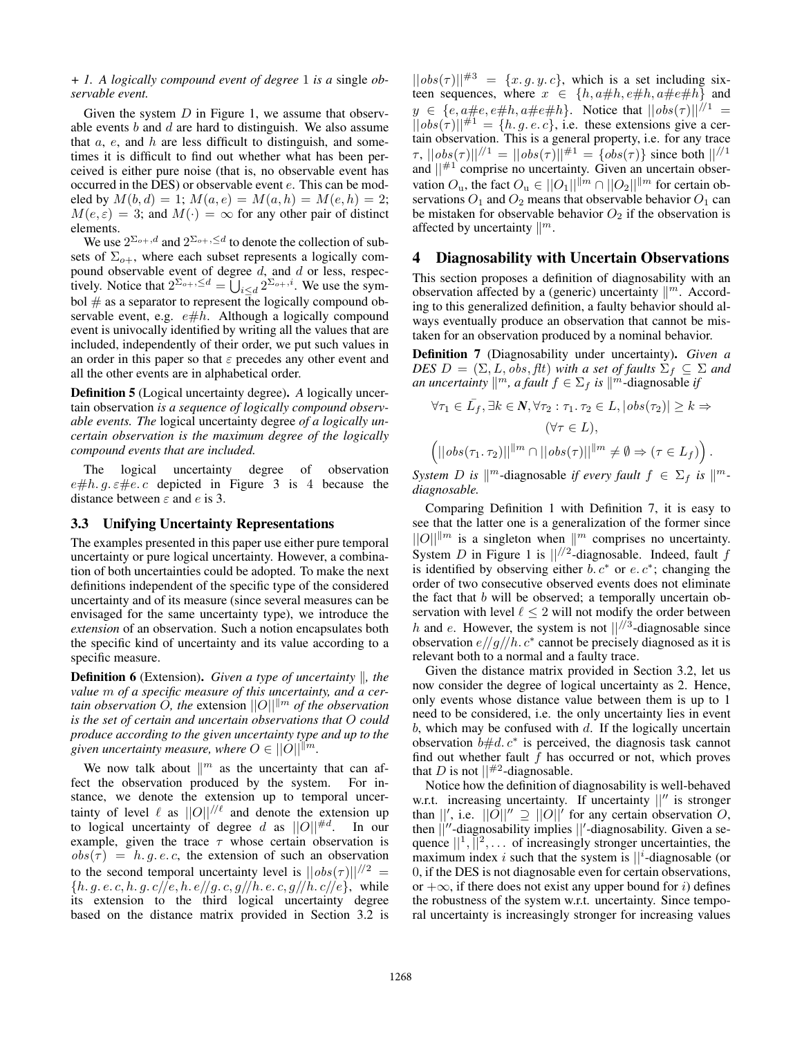*+ 1. A logically compound event of degree* 1 *is a* single *observable event.*

Given the system $D$ in Figure 1, we assume that observable events $b$ and $d$ are hard to distinguish. We also assume that $a$, $e$, and $h$ are less difficult to distinguish, and sometimes it is difficult to find out whether what has been perceived is either pure noise (that is, no observable event has occurred in the DES) or observable event $e$. This can be modeled by $M(b, d) = 1$; $M(a, e) = M(a, h) = M(e, h) = 2$; $M(e, \varepsilon) = 3$; and $M(\cdot) = \infty$ for any other pair of distinct elements.

We use $2^{\Sigma_{o+}, d}$ and $2^{\Sigma_{o+}, \leq d}$ to denote the collection of subsets of $\Sigma_{o+}$, where each subset represents a logically compound observable event of degree $d$, and $d$ or less, respectively. Notice that $2^{\Sigma_{o+}, \leq d} = \bigcup_{i \leq d} 2^{\Sigma_{o+}, i}$. We use the symbol # as a separator to represent the logically compound observable event, e.g. $e\#h$. Although a logically compound event is univocally identified by writing all the values that are included, independently of their order, we put such values in an order in this paper so that $\varepsilon$ precedes any other event and all the other events are in alphabetical order.

**Definition 5** (Logical uncertainty degree)**.** *A* logically uncertain observation *is a sequence of logically compound observable events. The* logical uncertainty degree *of a logically uncertain observation is the maximum degree of the logically compound events that are included.*

The logical uncertainty degree of observation $e\#h.\,g.\,\varepsilon\#e.\,c$ depicted in Figure 3 is 4 because the distance between $\varepsilon$ and $e$ is 3.

### 3.3 Unifying Uncertainty Representations

The examples presented in this paper use either pure temporal uncertainty or pure logical uncertainty. However, a combination of both uncertainties could be adopted. To make the next definitions independent of the specific type of the considered uncertainty and of its measure (since several measures can be envisaged for the same uncertainty type), we introduce the *extension* of an observation. Such a notion encapsulates both the specific kind of uncertainty and its value according to a specific measure.

**Definition 6** (Extension)**.** *Given a type of uncertainty $\|$, the value $m$ of a specific measure of this uncertainty, and a certain observation $O$, the* extension $||O||^{\|m}$ *of the observation is the set of certain and uncertain observations that $O$ could produce according to the given uncertainty type and up to the given uncertainty measure, where $O \in ||O||^{\|m}$.*

We now talk about $\|^m$ as the uncertainty that can affect the observation produced by the system. For instance, we denote the extension up to temporal uncertainty of level $\ell$ as $||O||^{//\ell}$ and denote the extension up to logical uncertainty of degree $d$ as $||O||^{\#d}$. In our example, given the trace $\tau$ whose certain observation is $obs(\tau) = h.\,g.\,e.\,c$, the extension of such an observation to the second temporal uncertainty level is $||obs(\tau)||^{//2} = \{h.\,g.\,e.\,c, h.\,g.\,c//e, h.\,e//g.\,c, g//h.\,e.\,c, g//h.\,c//e\}$, while its extension to the third logical uncertainty degree based on the distance matrix provided in Section 3.2 is $||obs(\tau)||^{\#3} = \{x.\,g.\,y.\,c\}$, which is a set including sixteen sequences, where $x \in \{h, a\#h, e\#h, a\#e\#h\}$ and $y \in \{e, a\#e, e\#h, a\#e\#h\}$. Notice that $||obs(\tau)||^{//1} = ||obs(\tau)||^{\#1} = \{h.\,g.\,e.\,c\}$, i.e. these extensions give a certain observation. This is a general property, i.e. for any trace $\tau$, $||obs(\tau)||^{//1} = ||obs(\tau)||^{\#1} = \{obs(\tau)\}$ since both $||^{//1}$ and $||^{\#1}$ comprise no uncertainty. Given an uncertain observation $O_u$, the fact $O_u \in ||O_1||^{\|m} \cap ||O_2||^{\|m}$ for certain observations $O_1$ and $O_2$ means that observable behavior $O_1$ can be mistaken for observable behavior $O_2$ if the observation is affected by uncertainty $\|^m$.

## 4 Diagnosability with Uncertain Observations

This section proposes a definition of diagnosability with an observation affected by a (generic) uncertainty $\|^m$. According to this generalized definition, a faulty behavior should always eventually produce an observation that cannot be mistaken for an observation produced by a nominal behavior.

**Definition 7** (Diagnosability under uncertainty)**.** *Given a DES $D = (\Sigma, L, obs, flt)$ with a set of faults $\Sigma_f \subseteq \Sigma$ and an uncertainty $\|^m$, a fault $f \in \Sigma_f$ is $\|^m$*-diagnosable *if*

$$\forall \tau_1 \in \bar{L}_f, \exists k \in \boldsymbol{N}, \forall \tau_2 : \tau_1.\,\tau_2 \in L, |obs(\tau_2)| \geq k \Rightarrow$$
$$(\forall \tau \in L),$$
$$\left( ||obs(\tau_1.\,\tau_2)||^{\|m} \cap ||obs(\tau)||^{\|m} \neq \emptyset \Rightarrow (\tau \in L_f) \right).$$

*System $D$ is $\|^m$*-diagnosable *if every fault $f \in \Sigma_f$ is $\|^m$-diagnosable.*

Comparing Definition 1 with Definition 7, it is easy to see that the latter one is a generalization of the former since $||O||^{\|m}$ is a singleton when $\|^m$ comprises no uncertainty. System $D$ in Figure 1 is $||^{//2}$-diagnosable. Indeed, fault $f$ is identified by observing either $b.\,c^*$ or $e.\,c^*$; changing the order of two consecutive observed events does not eliminate the fact that $b$ will be observed; a temporally uncertain observation with level $\ell \leq 2$ will not modify the order between $h$ and $e$. However, the system is not $||^{//3}$-diagnosable since observation $e//g//h.\,c^*$ cannot be precisely diagnosed as it is relevant both to a normal and a faulty trace.

Given the distance matrix provided in Section 3.2, let us now consider the degree of logical uncertainty as 2. Hence, only events whose distance value between them is up to 1 need to be considered, i.e. the only uncertainty lies in event $b$, which may be confused with $d$. If the logically uncertain observation $b\#d.\,c^*$ is perceived, the diagnosis task cannot find out whether fault $f$ has occurred or not, which proves that $D$ is not $||^{\#2}$-diagnosable.

Notice how the definition of diagnosability is well-behaved w.r.t. increasing uncertainty. If uncertainty $||''$ is stronger than $||'$, i.e. $||O||'' \supseteq ||O||'$ for any certain observation $O$, then $||''$-diagnosability implies $||'$-diagnosability. Given a sequence $||^1, ||^2, \ldots$ of increasingly stronger uncertainties, the maximum index $i$ such that the system is $||^i$-diagnosable (or 0, if the DES is not diagnosable even for certain observations, or $+\infty$, if there does not exist any upper bound for $i$) defines the robustness of the system w.r.t. uncertainty. Since temporal uncertainty is increasingly stronger for increasing values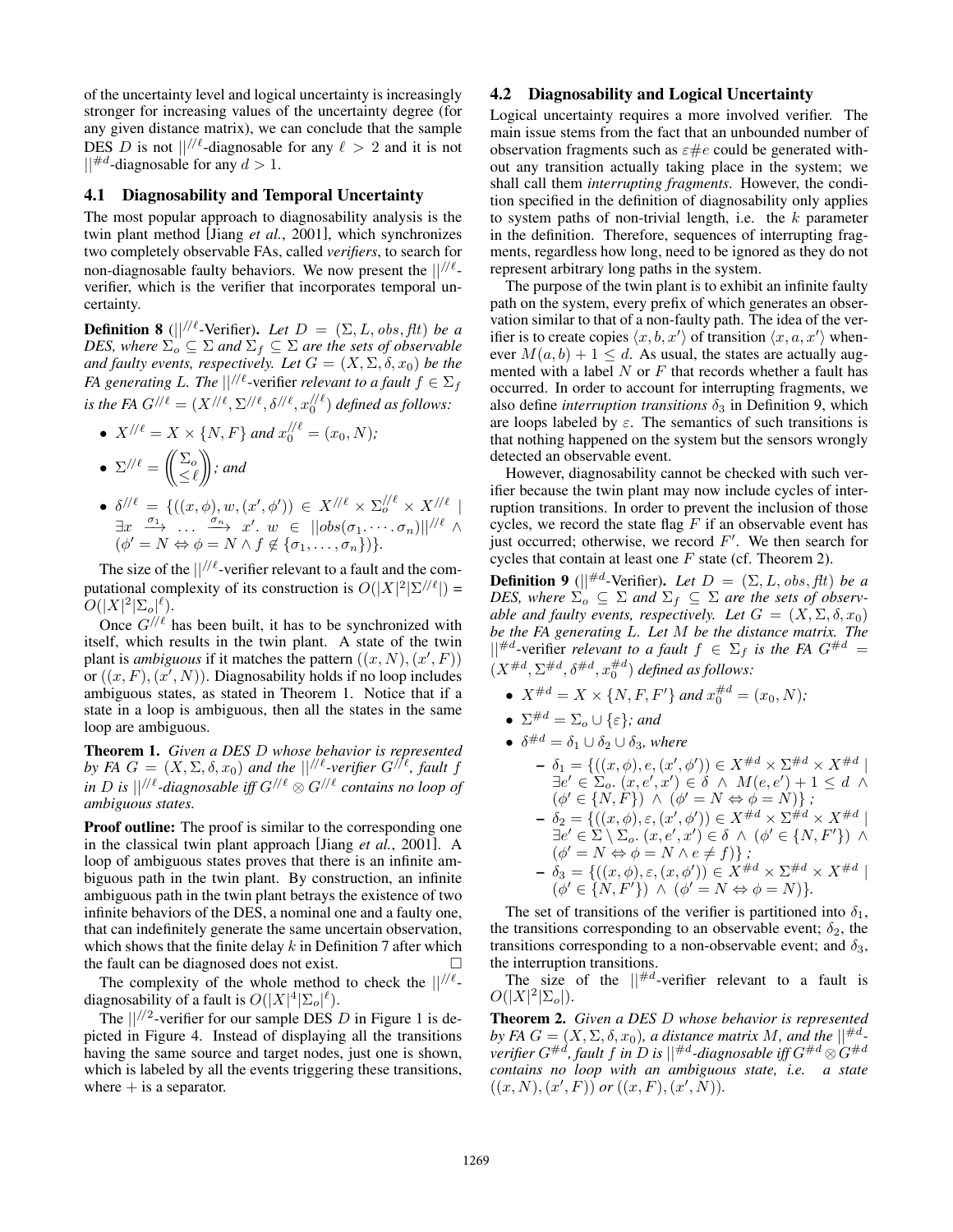of the uncertainty level and logical uncertainty is increasingly stronger for increasing values of the uncertainty degree (for any given distance matrix), we can conclude that the sample DES $D$ is not $||^{//\ell}$-diagnosable for any $\ell > 2$ and it is not $||^{\#d}$-diagnosable for any $d > 1$.

## 4.1 Diagnosability and Temporal Uncertainty

The most popular approach to diagnosability analysis is the twin plant method [Jiang *et al.*, 2001], which synchronizes two completely observable FAs, called *verifiers*, to search for non-diagnosable faulty behaviors. We now present the $||^{//\ell}$-verifier, which is the verifier that incorporates temporal uncertainty.

**Definition 8** ($||^{//\ell}$-Verifier)**.** *Let $D = (\Sigma, L, obs, flt)$ be a DES, where $\Sigma_o \subseteq \Sigma$ and $\Sigma_f \subseteq \Sigma$ are the sets of observable and faulty events, respectively. Let $G = (X, \Sigma, \delta, x_0)$ be the FA generating $L$. The $||^{//\ell}$-verifier relevant to a fault $f \in \Sigma_f$ is the FA $G^{//\ell} = (X^{//\ell}, \Sigma^{//\ell}, \delta^{//\ell}, x_0^{//\ell})$ defined as follows:*

- $X^{//\ell} = X \times \{N, F\}$ *and* $x_0^{//\ell} = (x_0, N)$*;*
- $\Sigma^{//\ell} = \left(\!\!\binom{\Sigma_o}{\leq \ell}\!\!\right)$*; and*
- $\delta^{//\ell} = \{((x, \phi), w, (x', \phi')) \in X^{//\ell} \times \Sigma_o^{//\ell} \times X^{//\ell} \mid \exists x \xrightarrow{\sigma_1} \ldots \xrightarrow{\sigma_n} x'.\ w \in ||obs(\sigma_1 \cdot \ldots \cdot \sigma_n)||^{//\ell} \wedge (\phi' = N \Leftrightarrow \phi = N \wedge f \notin \{\sigma_1, \ldots, \sigma_n\})\}$.

The size of the $||^{//\ell}$-verifier relevant to a fault and the computational complexity of its construction is $O(|X|^2|\Sigma^{//\ell}|) = O(|X|^2|\Sigma_o|^\ell)$.

Once $G^{//\ell}$ has been built, it has to be synchronized with itself, which results in the twin plant. A state of the twin plant is *ambiguous* if it matches the pattern $((x, N), (x', F))$ or $((x, F), (x', N))$. Diagnosability holds if no loop includes ambiguous states, as stated in Theorem 1. Notice that if a state in a loop is ambiguous, then all the states in the same loop are ambiguous.

**Theorem 1.** *Given a DES $D$ whose behavior is represented by FA $G = (X, \Sigma, \delta, x_0)$ and the $||^{//\ell}$-verifier $G^{//\ell}$, fault $f$ in $D$ is $||^{//\ell}$-diagnosable iff $G^{//\ell} \otimes G^{//\ell}$ contains no loop of ambiguous states.*

**Proof outline:** The proof is similar to the corresponding one in the classical twin plant approach [Jiang *et al.*, 2001]. A loop of ambiguous states proves that there is an infinite ambiguous path in the twin plant. By construction, an infinite ambiguous path in the twin plant betrays the existence of two infinite behaviors of the DES, a nominal one and a faulty one, that can indefinitely generate the same uncertain observation, which shows that the finite delay $k$ in Definition 7 after which the fault can be diagnosed does not exist. □

The complexity of the whole method to check the $||^{//\ell}$-diagnosability of a fault is $O(|X|^4|\Sigma_o|^\ell)$.

The $||^{//2}$-verifier for our sample DES $D$ in Figure 1 is depicted in Figure 4. Instead of displaying all the transitions having the same source and target nodes, just one is shown, which is labeled by all the events triggering these transitions, where $+$ is a separator.

## 4.2 Diagnosability and Logical Uncertainty

Logical uncertainty requires a more involved verifier. The main issue stems from the fact that an unbounded number of observation fragments such as $\varepsilon\#e$ could be generated without any transition actually taking place in the system; we shall call them *interrupting fragments*. However, the condition specified in the definition of diagnosability only applies to system paths of non-trivial length, i.e. the $k$ parameter in the definition. Therefore, sequences of interrupting fragments, regardless how long, need to be ignored as they do not represent arbitrary long paths in the system.

The purpose of the twin plant is to exhibit an infinite faulty path on the system, every prefix of which generates an observation similar to that of a non-faulty path. The idea of the verifier is to create copies $\langle x, b, x' \rangle$ of transition $\langle x, a, x' \rangle$ whenever $M(a, b) + 1 \leq d$. As usual, the states are actually augmented with a label $N$ or $F$ that records whether a fault has occurred. In order to account for interrupting fragments, we also define *interruption transitions* $\delta_3$ in Definition 9, which are loops labeled by $\varepsilon$. The semantics of such transitions is that nothing happened on the system but the sensors wrongly detected an observable event.

However, diagnosability cannot be checked with such verifier because the twin plant may now include cycles of interruption transitions. In order to prevent the inclusion of those cycles, we record the state flag $F$ if an observable event has just occurred; otherwise, we record $F'$. We then search for cycles that contain at least one $F$ state (cf. Theorem 2).

**Definition 9** ($||^{\#d}$-Verifier)**.** *Let $D = (\Sigma, L, obs, flt)$ be a DES, where $\Sigma_o \subseteq \Sigma$ and $\Sigma_f \subseteq \Sigma$ are the sets of observable and faulty events, respectively. Let $G = (X, \Sigma, \delta, x_0)$ be the FA generating $L$. Let $M$ be the distance matrix. The $||^{\#d}$-verifier relevant to a fault $f \in \Sigma_f$ is the FA $G^{\#d} = (X^{\#d}, \Sigma^{\#d}, \delta^{\#d}, x_0^{\#d})$ defined as follows:*

- $X^{\#d} = X \times \{N, F, F'\}$ *and* $x_0^{\#d} = (x_0, N)$*;*
- $\Sigma^{\#d} = \Sigma_o \cup \{\varepsilon\}$*; and*
- $\delta^{\#d} = \delta_1 \cup \delta_2 \cup \delta_3$*, where*
  - $\delta_1 = \{((x, \phi), e, (x', \phi')) \in X^{\#d} \times \Sigma^{\#d} \times X^{\#d} \mid \exists e' \in \Sigma_o.\ (x, e', x') \in \delta \wedge M(e, e') + 1 \leq d \wedge (\phi' \in \{N, F\}) \wedge (\phi' = N \Leftrightarrow \phi = N)\}$*;*
  - $\delta_2 = \{((x, \phi), \varepsilon, (x', \phi')) \in X^{\#d} \times \Sigma^{\#d} \times X^{\#d} \mid \exists e' \in \Sigma \setminus \Sigma_o.\ (x, e', x') \in \delta \wedge (\phi' \in \{N, F'\}) \wedge (\phi' = N \Leftrightarrow \phi = N \wedge e \neq f)\}$*;*
  - $\delta_3 = \{((x, \phi), \varepsilon, (x, \phi')) \in X^{\#d} \times \Sigma^{\#d} \times X^{\#d} \mid (\phi' \in \{N, F'\}) \wedge (\phi' = N \Leftrightarrow \phi = N)\}$.

The set of transitions of the verifier is partitioned into $\delta_1$, the transitions corresponding to an observable event; $\delta_2$, the transitions corresponding to a non-observable event; and $\delta_3$, the interruption transitions.

The size of the $||^{\#d}$-verifier relevant to a fault is $O(|X|^2|\Sigma_o|)$.

**Theorem 2.** *Given a DES $D$ whose behavior is represented by FA $G = (X, \Sigma, \delta, x_0)$, a distance matrix $M$, and the $||^{\#d}$-verifier $G^{\#d}$, fault $f$ in $D$ is $||^{\#d}$-diagnosable iff $G^{\#d} \otimes G^{\#d}$ contains no loop with an ambiguous state, i.e. a state $((x, N), (x', F))$ or $((x, F), (x', N))$.*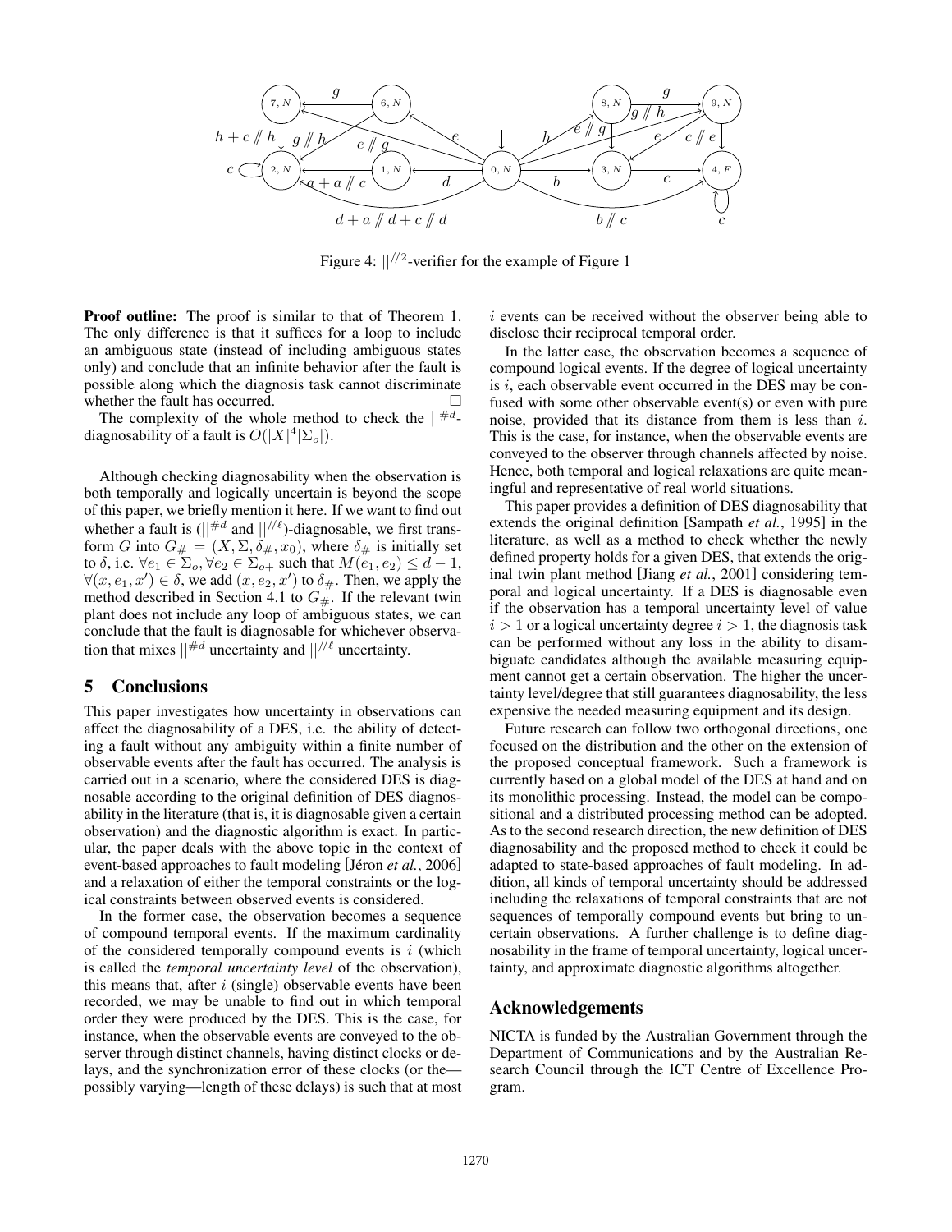Figure 4: $||^{//2}$-verifier for the example of Figure 1

**Proof outline:** The proof is similar to that of Theorem 1. The only difference is that it suffices for a loop to include an ambiguous state (instead of including ambiguous states only) and conclude that an infinite behavior after the fault is possible along which the diagnosis task cannot discriminate whether the fault has occurred. □

The complexity of the whole method to check the $||^{\#d}$-diagnosability of a fault is $O(|X|^4|\Sigma_o|)$.

Although checking diagnosability when the observation is both temporally and logically uncertain is beyond the scope of this paper, we briefly mention it here. If we want to find out whether a fault is ($||^{\#d}$ and $||^{//\ell}$)-diagnosable, we first transform $G$ into $G_{\#} = (X, \Sigma, \delta_{\#}, x_0)$, where $\delta_{\#}$ is initially set to $\delta$, i.e. $\forall e_1 \in \Sigma_o, \forall e_2 \in \Sigma_{o+}$ such that $M(e_1, e_2) \leq d - 1$, $\forall (x, e_1, x') \in \delta$, we add $(x, e_2, x')$ to $\delta_{\#}$. Then, we apply the method described in Section 4.1 to $G_{\#}$. If the relevant twin plant does not include any loop of ambiguous states, we can conclude that the fault is diagnosable for whichever observation that mixes $||^{\#d}$ uncertainty and $||^{//\ell}$ uncertainty.

## 5 Conclusions

This paper investigates how uncertainty in observations can affect the diagnosability of a DES, i.e. the ability of detecting a fault without any ambiguity within a finite number of observable events after the fault has occurred. The analysis is carried out in a scenario, where the considered DES is diagnosable according to the original definition of DES diagnosability in the literature (that is, it is diagnosable given a certain observation) and the diagnostic algorithm is exact. In particular, the paper deals with the above topic in the context of event-based approaches to fault modeling [Jéron *et al.*, 2006] and a relaxation of either the temporal constraints or the logical constraints between observed events is considered.

In the former case, the observation becomes a sequence of compound temporal events. If the maximum cardinality of the considered temporally compound events is $i$ (which is called the *temporal uncertainty level* of the observation), this means that, after $i$ (single) observable events have been recorded, we may be unable to find out in which temporal order they were produced by the DES. This is the case, for instance, when the observable events are conveyed to the observer through distinct channels, having distinct clocks or delays, and the synchronization error of these clocks (or the—possibly varying—length of these delays) is such that at most $i$ events can be received without the observer being able to disclose their reciprocal temporal order.

In the latter case, the observation becomes a sequence of compound logical events. If the degree of logical uncertainty is $i$, each observable event occurred in the DES may be confused with some other observable event(s) or even with pure noise, provided that its distance from them is less than $i$. This is the case, for instance, when the observable events are conveyed to the observer through channels affected by noise. Hence, both temporal and logical relaxations are quite meaningful and representative of real world situations.

This paper provides a definition of DES diagnosability that extends the original definition [Sampath *et al.*, 1995] in the literature, as well as a method to check whether the newly defined property holds for a given DES, that extends the original twin plant method [Jiang *et al.*, 2001] considering temporal and logical uncertainty. If a DES is diagnosable even if the observation has a temporal uncertainty level of value $i > 1$ or a logical uncertainty degree $i > 1$, the diagnosis task can be performed without any loss in the ability to disambiguate candidates although the available measuring equipment cannot get a certain observation. The higher the uncertainty level/degree that still guarantees diagnosability, the less expensive the needed measuring equipment and its design.

Future research can follow two orthogonal directions, one focused on the distribution and the other on the extension of the proposed conceptual framework. Such a framework is currently based on a global model of the DES at hand and on its monolithic processing. Instead, the model can be compositional and a distributed processing method can be adopted. As to the second research direction, the new definition of DES diagnosability and the proposed method to check it could be adapted to state-based approaches of fault modeling. In addition, all kinds of temporal uncertainty should be addressed including the relaxations of temporal constraints that are not sequences of temporally compound events but bring to uncertain observations. A further challenge is to define diagnosability in the frame of temporal uncertainty, logical uncertainty, and approximate diagnostic algorithms altogether.

## Acknowledgements

NICTA is funded by the Australian Government through the Department of Communications and by the Australian Research Council through the ICT Centre of Excellence Program.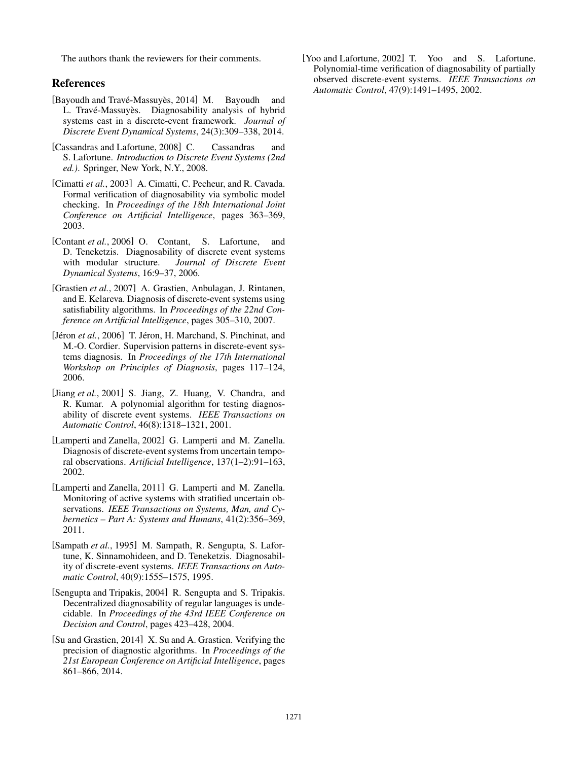The authors thank the reviewers for their comments.

## References

[Bayoudh and Travé-Massuyès, 2014] M. Bayoudh and L. Travé-Massuyès. Diagnosability analysis of hybrid systems cast in a discrete-event framework. *Journal of Discrete Event Dynamical Systems*, 24(3):309–338, 2014.

[Cassandras and Lafortune, 2008] C. Cassandras and S. Lafortune. *Introduction to Discrete Event Systems (2nd ed.)*. Springer, New York, N.Y., 2008.

[Cimatti *et al.*, 2003] A. Cimatti, C. Pecheur, and R. Cavada. Formal verification of diagnosability via symbolic model checking. In *Proceedings of the 18th International Joint Conference on Artificial Intelligence*, pages 363–369, 2003.

[Contant *et al.*, 2006] O. Contant, S. Lafortune, and D. Teneketzis. Diagnosability of discrete event systems with modular structure. *Journal of Discrete Event Dynamical Systems*, 16:9–37, 2006.

[Grastien *et al.*, 2007] A. Grastien, Anbulagan, J. Rintanen, and E. Kelareva. Diagnosis of discrete-event systems using satisfiability algorithms. In *Proceedings of the 22nd Conference on Artificial Intelligence*, pages 305–310, 2007.

[Jéron *et al.*, 2006] T. Jéron, H. Marchand, S. Pinchinat, and M.-O. Cordier. Supervision patterns in discrete-event systems diagnosis. In *Proceedings of the 17th International Workshop on Principles of Diagnosis*, pages 117–124, 2006.

[Jiang *et al.*, 2001] S. Jiang, Z. Huang, V. Chandra, and R. Kumar. A polynomial algorithm for testing diagnosability of discrete event systems. *IEEE Transactions on Automatic Control*, 46(8):1318–1321, 2001.

[Lamperti and Zanella, 2002] G. Lamperti and M. Zanella. Diagnosis of discrete-event systems from uncertain temporal observations. *Artificial Intelligence*, 137(1–2):91–163, 2002.

[Lamperti and Zanella, 2011] G. Lamperti and M. Zanella. Monitoring of active systems with stratified uncertain observations. *IEEE Transactions on Systems, Man, and Cybernetics – Part A: Systems and Humans*, 41(2):356–369, 2011.

[Sampath *et al.*, 1995] M. Sampath, R. Sengupta, S. Lafortune, K. Sinnamohideen, and D. Teneketzis. Diagnosability of discrete-event systems. *IEEE Transactions on Automatic Control*, 40(9):1555–1575, 1995.

[Sengupta and Tripakis, 2004] R. Sengupta and S. Tripakis. Decentralized diagnosability of regular languages is undecidable. In *Proceedings of the 43rd IEEE Conference on Decision and Control*, pages 423–428, 2004.

[Su and Grastien, 2014] X. Su and A. Grastien. Verifying the precision of diagnostic algorithms. In *Proceedings of the 21st European Conference on Artificial Intelligence*, pages 861–866, 2014.

[Yoo and Lafortune, 2002] T. Yoo and S. Lafortune. Polynomial-time verification of diagnosability of partially observed discrete-event systems. *IEEE Transactions on Automatic Control*, 47(9):1491–1495, 2002.